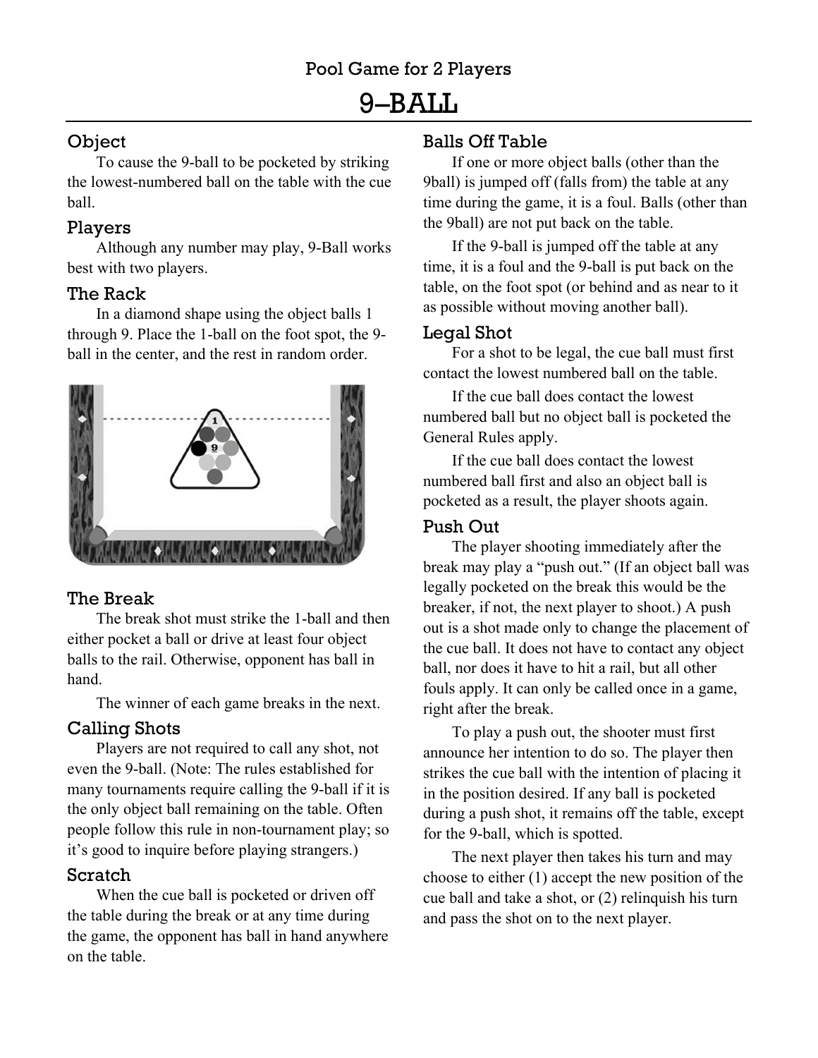Pool Game for 2 Players

# 9–BALL

## Object

To cause the 9-ball to be pocketed by striking the lowest-numbered ball on the table with the cue ball.

## Players

Although any number may play, 9-Ball works best with two players.

## The Rack

In a diamond shape using the object balls 1 through 9. Place the 1-ball on the foot spot, the 9-ball in the center, and the rest in random order.

## The Break

The break shot must strike the 1-ball and then either pocket a ball or drive at least four object balls to the rail. Otherwise, opponent has ball in hand.

The winner of each game breaks in the next.

## Calling Shots

Players are not required to call any shot, not even the 9-ball. (Note: The rules established for many tournaments require calling the 9-ball if it is the only object ball remaining on the table. Often people follow this rule in non-tournament play; so it's good to inquire before playing strangers.)

## Scratch

When the cue ball is pocketed or driven off the table during the break or at any time during the game, the opponent has ball in hand anywhere on the table.

## Balls Off Table

If one or more object balls (other than the 9ball) is jumped off (falls from) the table at any time during the game, it is a foul. Balls (other than the 9ball) are not put back on the table.

If the 9-ball is jumped off the table at any time, it is a foul and the 9-ball is put back on the table, on the foot spot (or behind and as near to it as possible without moving another ball).

## Legal Shot

For a shot to be legal, the cue ball must first contact the lowest numbered ball on the table.

If the cue ball does contact the lowest numbered ball but no object ball is pocketed the General Rules apply.

If the cue ball does contact the lowest numbered ball first and also an object ball is pocketed as a result, the player shoots again.

## Push Out

The player shooting immediately after the break may play a "push out." (If an object ball was legally pocketed on the break this would be the breaker, if not, the next player to shoot.) A push out is a shot made only to change the placement of the cue ball. It does not have to contact any object ball, nor does it have to hit a rail, but all other fouls apply. It can only be called once in a game, right after the break.

To play a push out, the shooter must first announce her intention to do so. The player then strikes the cue ball with the intention of placing it in the position desired. If any ball is pocketed during a push shot, it remains off the table, except for the 9-ball, which is spotted.

The next player then takes his turn and may choose to either (1) accept the new position of the cue ball and take a shot, or (2) relinquish his turn and pass the shot on to the next player.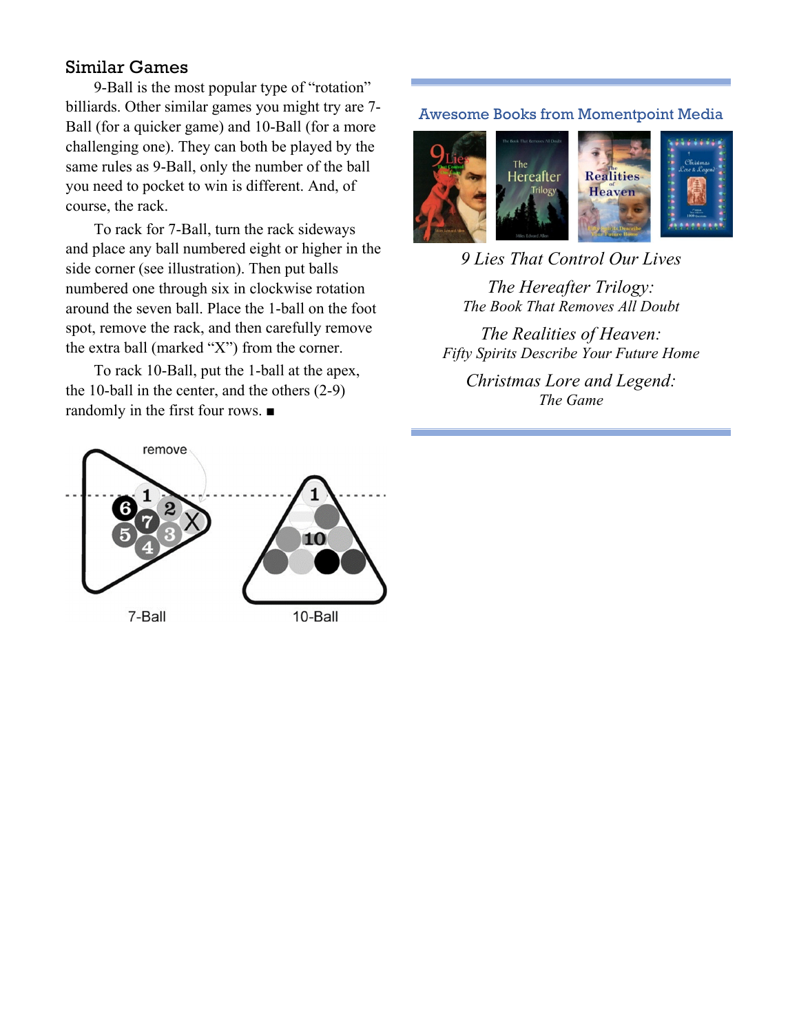## Similar Games

9-Ball is the most popular type of "rotation" billiards. Other similar games you might try are 7-Ball (for a quicker game) and 10-Ball (for a more challenging one). They can both be played by the same rules as 9-Ball, only the number of the ball you need to pocket to win is different. And, of course, the rack.

To rack for 7-Ball, turn the rack sideways and place any ball numbered eight or higher in the side corner (see illustration). Then put balls numbered one through six in clockwise rotation around the seven ball. Place the 1-ball on the foot spot, remove the rack, and then carefully remove the extra ball (marked "X") from the corner.

To rack 10-Ball, put the 1-ball at the apex, the 10-ball in the center, and the others (2-9) randomly in the first four rows. ■

remove

1 2 6 7 X 5 3 4

7-Ball

1

10

10-Ball

Awesome Books from Momentpoint Media

*9 Lies That Control Our Lives*

*The Hereafter Trilogy:*
*The Book That Removes All Doubt*

*The Realities of Heaven:*
*Fifty Spirits Describe Your Future Home*

*Christmas Lore and Legend:*
*The Game*